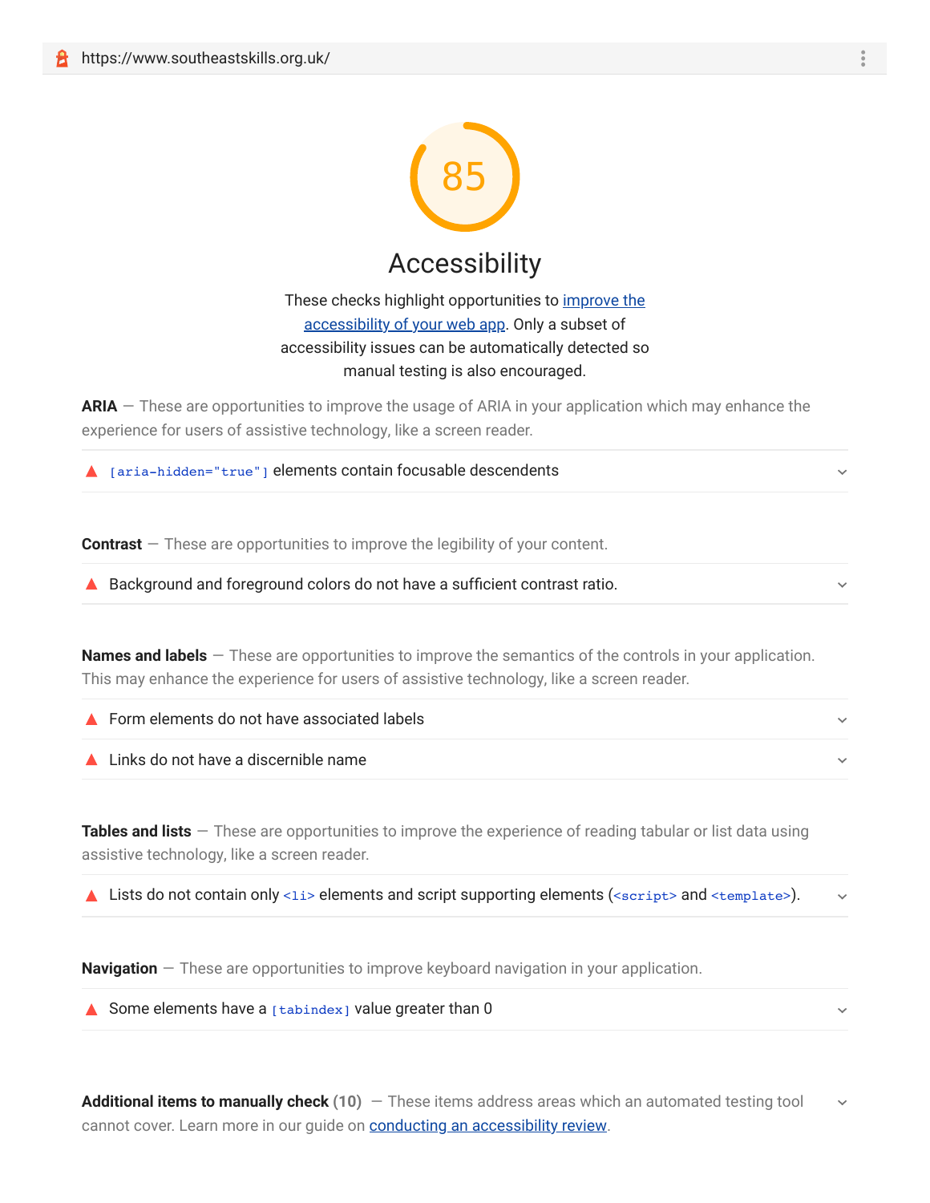https://www.southeastskills.org.uk/

85

# Accessibility

These checks highlight opportunities to improve the accessibility of your web app. Only a subset of accessibility issues can be automatically detected so manual testing is also encouraged.

**ARIA** — These are opportunities to improve the usage of ARIA in your application which may enhance the experience for users of assistive technology, like a screen reader.

- `[aria-hidden="true"]` elements contain focusable descendents

**Contrast** — These are opportunities to improve the legibility of your content.

- Background and foreground colors do not have a sufficient contrast ratio.

**Names and labels** — These are opportunities to improve the semantics of the controls in your application. This may enhance the experience for users of assistive technology, like a screen reader.

- Form elements do not have associated labels
- Links do not have a discernible name

**Tables and lists** — These are opportunities to improve the experience of reading tabular or list data using assistive technology, like a screen reader.

- Lists do not contain only `<li>` elements and script supporting elements (`<script>` and `<template>`).

**Navigation** — These are opportunities to improve keyboard navigation in your application.

- Some elements have a `[tabindex]` value greater than 0

**Additional items to manually check (10)** — These items address areas which an automated testing tool cannot cover. Learn more in our guide on conducting an accessibility review.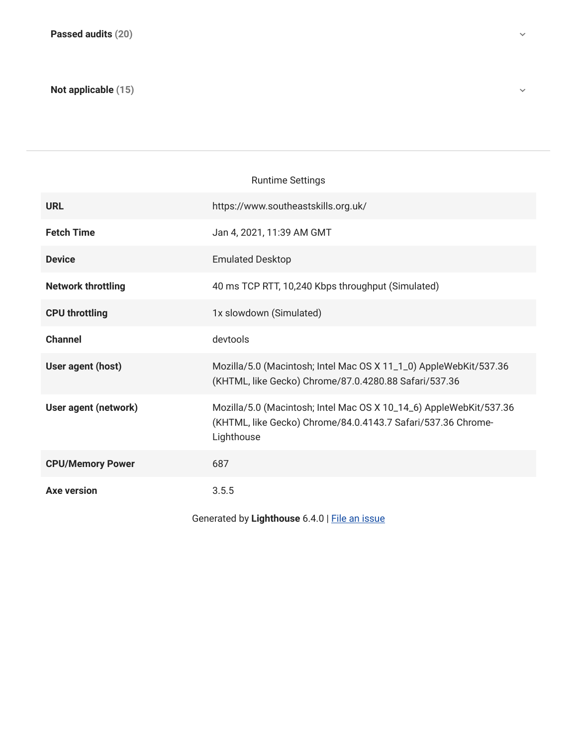**Passed audits** (20)

**Not applicable** (15)

---

Runtime Settings

| | |
|---|---|
| **URL** | https://www.southeastskills.org.uk/ |
| **Fetch Time** | Jan 4, 2021, 11:39 AM GMT |
| **Device** | Emulated Desktop |
| **Network throttling** | 40 ms TCP RTT, 10,240 Kbps throughput (Simulated) |
| **CPU throttling** | 1x slowdown (Simulated) |
| **Channel** | devtools |
| **User agent (host)** | Mozilla/5.0 (Macintosh; Intel Mac OS X 11_1_0) AppleWebKit/537.36 (KHTML, like Gecko) Chrome/87.0.4280.88 Safari/537.36 |
| **User agent (network)** | Mozilla/5.0 (Macintosh; Intel Mac OS X 10_14_6) AppleWebKit/537.36 (KHTML, like Gecko) Chrome/84.0.4143.7 Safari/537.36 Chrome-Lighthouse |
| **CPU/Memory Power** | 687 |
| **Axe version** | 3.5.5 |

Generated by **Lighthouse** 6.4.0 | File an issue